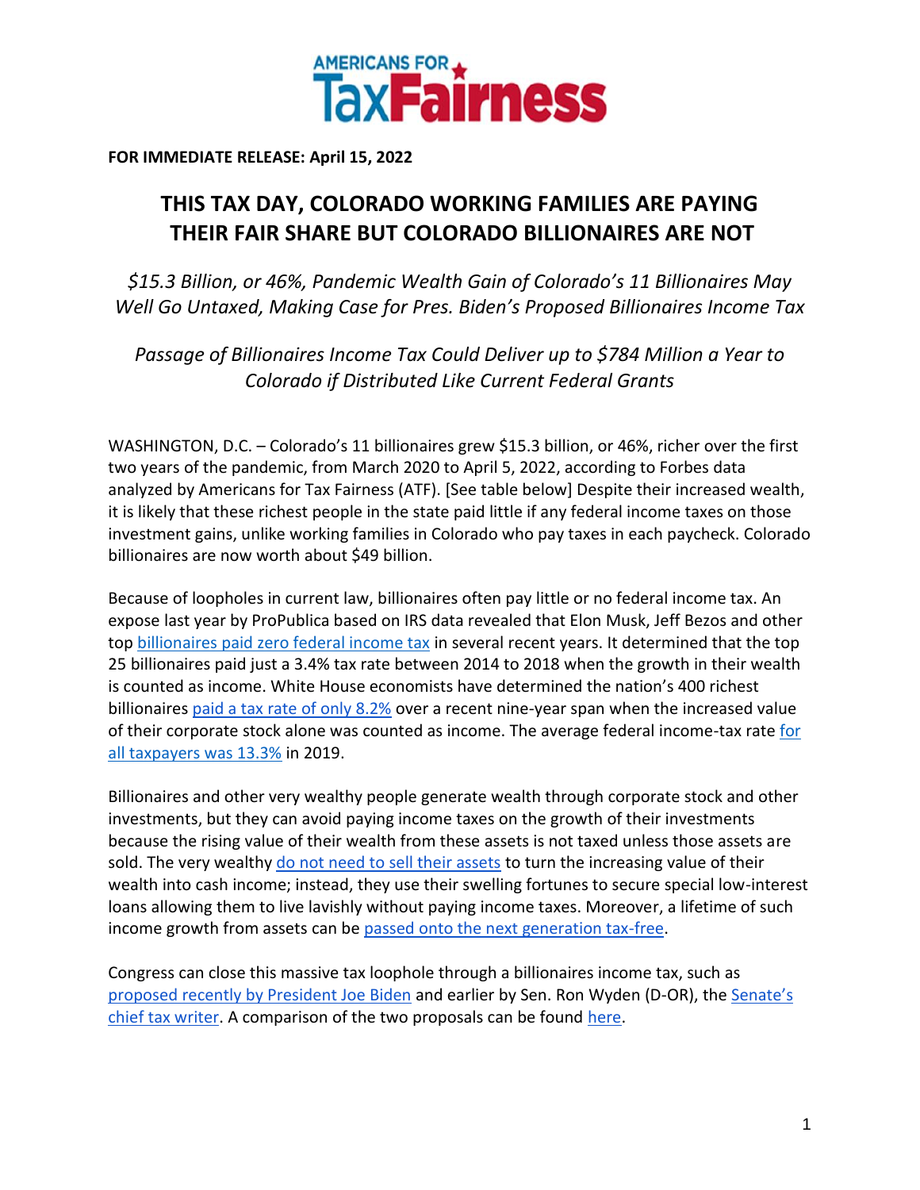**AMERICANS FOR TaxFairness**

**FOR IMMEDIATE RELEASE: April 15, 2022**

# THIS TAX DAY, COLORADO WORKING FAMILIES ARE PAYING THEIR FAIR SHARE BUT COLORADO BILLIONAIRES ARE NOT

*$15.3 Billion, or 46%, Pandemic Wealth Gain of Colorado's 11 Billionaires May Well Go Untaxed, Making Case for Pres. Biden's Proposed Billionaires Income Tax*

*Passage of Billionaires Income Tax Could Deliver up to $784 Million a Year to Colorado if Distributed Like Current Federal Grants*

WASHINGTON, D.C. – Colorado's 11 billionaires grew $15.3 billion, or 46%, richer over the first two years of the pandemic, from March 2020 to April 5, 2022, according to Forbes data analyzed by Americans for Tax Fairness (ATF). [See table below] Despite their increased wealth, it is likely that these richest people in the state paid little if any federal income taxes on those investment gains, unlike working families in Colorado who pay taxes in each paycheck. Colorado billionaires are now worth about $49 billion.

Because of loopholes in current law, billionaires often pay little or no federal income tax. An expose last year by ProPublica based on IRS data revealed that Elon Musk, Jeff Bezos and other top billionaires paid zero federal income tax in several recent years. It determined that the top 25 billionaires paid just a 3.4% tax rate between 2014 to 2018 when the growth in their wealth is counted as income. White House economists have determined the nation's 400 richest billionaires paid a tax rate of only 8.2% over a recent nine-year span when the increased value of their corporate stock alone was counted as income. The average federal income-tax rate for all taxpayers was 13.3% in 2019.

Billionaires and other very wealthy people generate wealth through corporate stock and other investments, but they can avoid paying income taxes on the growth of their investments because the rising value of their wealth from these assets is not taxed unless those assets are sold. The very wealthy do not need to sell their assets to turn the increasing value of their wealth into cash income; instead, they use their swelling fortunes to secure special low-interest loans allowing them to live lavishly without paying income taxes. Moreover, a lifetime of such income growth from assets can be passed onto the next generation tax-free.

Congress can close this massive tax loophole through a billionaires income tax, such as proposed recently by President Joe Biden and earlier by Sen. Ron Wyden (D-OR), the Senate's chief tax writer. A comparison of the two proposals can be found here.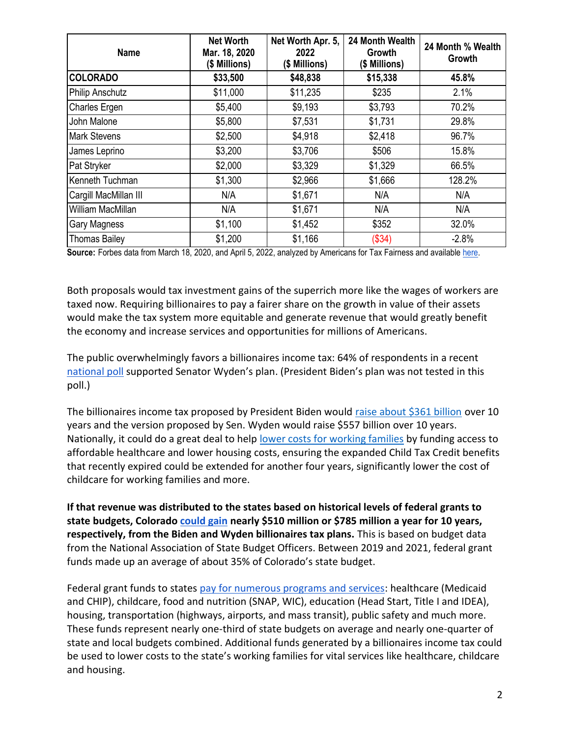| Name | Net Worth Mar. 18, 2020 ($ Millions) | Net Worth Apr. 5, 2022 ($ Millions) | 24 Month Wealth Growth ($ Millions) | 24 Month % Wealth Growth |
|---|---|---|---|---|
| **COLORADO** | **$33,500** | **$48,838** | **$15,338** | **45.8%** |
| Philip Anschutz | $11,000 | $11,235 | $235 | 2.1% |
| Charles Ergen | $5,400 | $9,193 | $3,793 | 70.2% |
| John Malone | $5,800 | $7,531 | $1,731 | 29.8% |
| Mark Stevens | $2,500 | $4,918 | $2,418 | 96.7% |
| James Leprino | $3,200 | $3,706 | $506 | 15.8% |
| Pat Stryker | $2,000 | $3,329 | $1,329 | 66.5% |
| Kenneth Tuchman | $1,300 | $2,966 | $1,666 | 128.2% |
| Cargill MacMillan III | N/A | $1,671 | N/A | N/A |
| William MacMillan | N/A | $1,671 | N/A | N/A |
| Gary Magness | $1,100 | $1,452 | $352 | 32.0% |
| Thomas Bailey | $1,200 | $1,166 | ($34) | -2.8% |

**Source:** Forbes data from March 18, 2020, and April 5, 2022, analyzed by Americans for Tax Fairness and available here.

Both proposals would tax investment gains of the superrich more like the wages of workers are taxed now. Requiring billionaires to pay a fairer share on the growth in value of their assets would make the tax system more equitable and generate revenue that would greatly benefit the economy and increase services and opportunities for millions of Americans.

The public overwhelmingly favors a billionaires income tax: 64% of respondents in a recent national poll supported Senator Wyden's plan. (President Biden's plan was not tested in this poll.)

The billionaires income tax proposed by President Biden would raise about $361 billion over 10 years and the version proposed by Sen. Wyden would raise $557 billion over 10 years. Nationally, it could do a great deal to help lower costs for working families by funding access to affordable healthcare and lower housing costs, ensuring the expanded Child Tax Credit benefits that recently expired could be extended for another four years, significantly lower the cost of childcare for working families and more.

**If that revenue was distributed to the states based on historical levels of federal grants to state budgets, Colorado could gain nearly $510 million or $785 million a year for 10 years, respectively, from the Biden and Wyden billionaires tax plans.** This is based on budget data from the National Association of State Budget Officers. Between 2019 and 2021, federal grant funds made up an average of about 35% of Colorado's state budget.

Federal grant funds to states pay for numerous programs and services: healthcare (Medicaid and CHIP), childcare, food and nutrition (SNAP, WIC), education (Head Start, Title I and IDEA), housing, transportation (highways, airports, and mass transit), public safety and much more. These funds represent nearly one-third of state budgets on average and nearly one-quarter of state and local budgets combined. Additional funds generated by a billionaires income tax could be used to lower costs to the state's working families for vital services like healthcare, childcare and housing.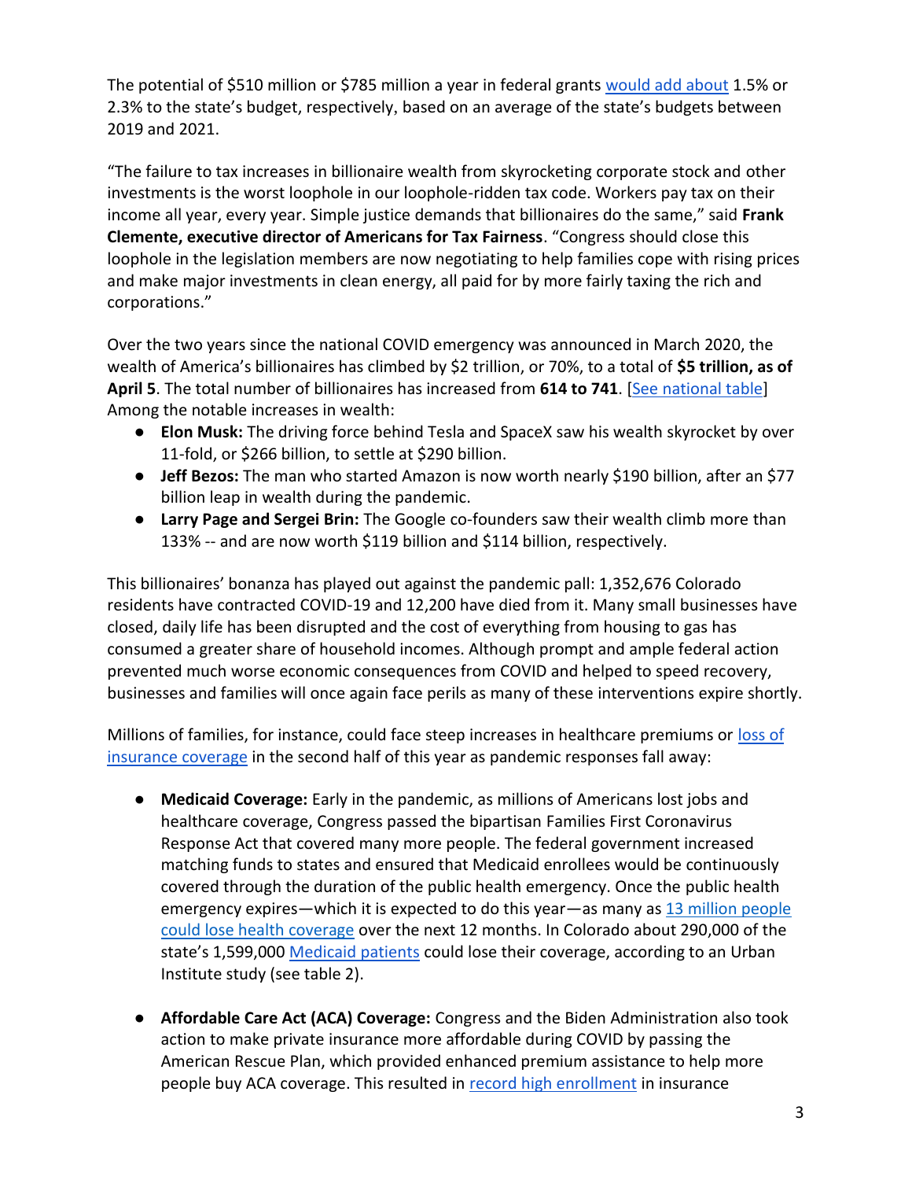The potential of $510 million or $785 million a year in federal grants [would add about](https://) 1.5% or 2.3% to the state's budget, respectively, based on an average of the state's budgets between 2019 and 2021.

"The failure to tax increases in billionaire wealth from skyrocketing corporate stock and other investments is the worst loophole in our loophole-ridden tax code. Workers pay tax on their income all year, every year. Simple justice demands that billionaires do the same," said **Frank Clemente, executive director of Americans for Tax Fairness**. "Congress should close this loophole in the legislation members are now negotiating to help families cope with rising prices and make major investments in clean energy, all paid for by more fairly taxing the rich and corporations."

Over the two years since the national COVID emergency was announced in March 2020, the wealth of America's billionaires has climbed by $2 trillion, or 70%, to a total of **$5 trillion, as of April 5**. The total number of billionaires has increased from **614 to 741**. [See national table] Among the notable increases in wealth:

- **Elon Musk:** The driving force behind Tesla and SpaceX saw his wealth skyrocket by over 11-fold, or $266 billion, to settle at $290 billion.
- **Jeff Bezos:** The man who started Amazon is now worth nearly $190 billion, after an $77 billion leap in wealth during the pandemic.
- **Larry Page and Sergei Brin:** The Google co-founders saw their wealth climb more than 133% -- and are now worth $119 billion and $114 billion, respectively.

This billionaires' bonanza has played out against the pandemic pall: 1,352,676 Colorado residents have contracted COVID-19 and 12,200 have died from it. Many small businesses have closed, daily life has been disrupted and the cost of everything from housing to gas has consumed a greater share of household incomes. Although prompt and ample federal action prevented much worse economic consequences from COVID and helped to speed recovery, businesses and families will once again face perils as many of these interventions expire shortly.

Millions of families, for instance, could face steep increases in healthcare premiums or loss of insurance coverage in the second half of this year as pandemic responses fall away:

- **Medicaid Coverage:** Early in the pandemic, as millions of Americans lost jobs and healthcare coverage, Congress passed the bipartisan Families First Coronavirus Response Act that covered many more people. The federal government increased matching funds to states and ensured that Medicaid enrollees would be continuously covered through the duration of the public health emergency. Once the public health emergency expires—which it is expected to do this year—as many as 13 million people could lose health coverage over the next 12 months. In Colorado about 290,000 of the state's 1,599,000 Medicaid patients could lose their coverage, according to an Urban Institute study (see table 2).

- **Affordable Care Act (ACA) Coverage:** Congress and the Biden Administration also took action to make private insurance more affordable during COVID by passing the American Rescue Plan, which provided enhanced premium assistance to help more people buy ACA coverage. This resulted in record high enrollment in insurance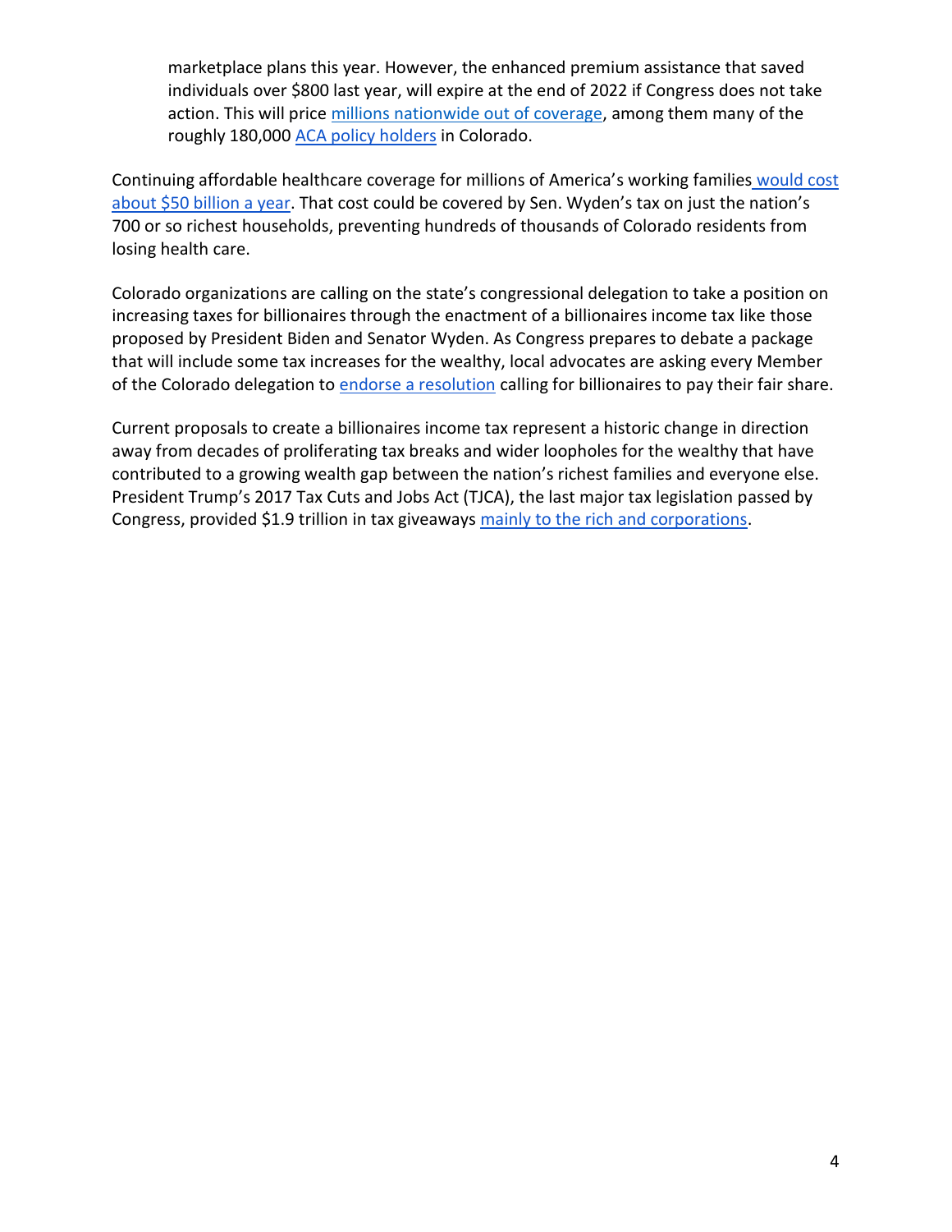marketplace plans this year. However, the enhanced premium assistance that saved individuals over $800 last year, will expire at the end of 2022 if Congress does not take action. This will price millions nationwide out of coverage, among them many of the roughly 180,000 ACA policy holders in Colorado.

Continuing affordable healthcare coverage for millions of America's working families would cost about $50 billion a year. That cost could be covered by Sen. Wyden's tax on just the nation's 700 or so richest households, preventing hundreds of thousands of Colorado residents from losing health care.

Colorado organizations are calling on the state's congressional delegation to take a position on increasing taxes for billionaires through the enactment of a billionaires income tax like those proposed by President Biden and Senator Wyden. As Congress prepares to debate a package that will include some tax increases for the wealthy, local advocates are asking every Member of the Colorado delegation to endorse a resolution calling for billionaires to pay their fair share.

Current proposals to create a billionaires income tax represent a historic change in direction away from decades of proliferating tax breaks and wider loopholes for the wealthy that have contributed to a growing wealth gap between the nation's richest families and everyone else. President Trump's 2017 Tax Cuts and Jobs Act (TJCA), the last major tax legislation passed by Congress, provided $1.9 trillion in tax giveaways mainly to the rich and corporations.